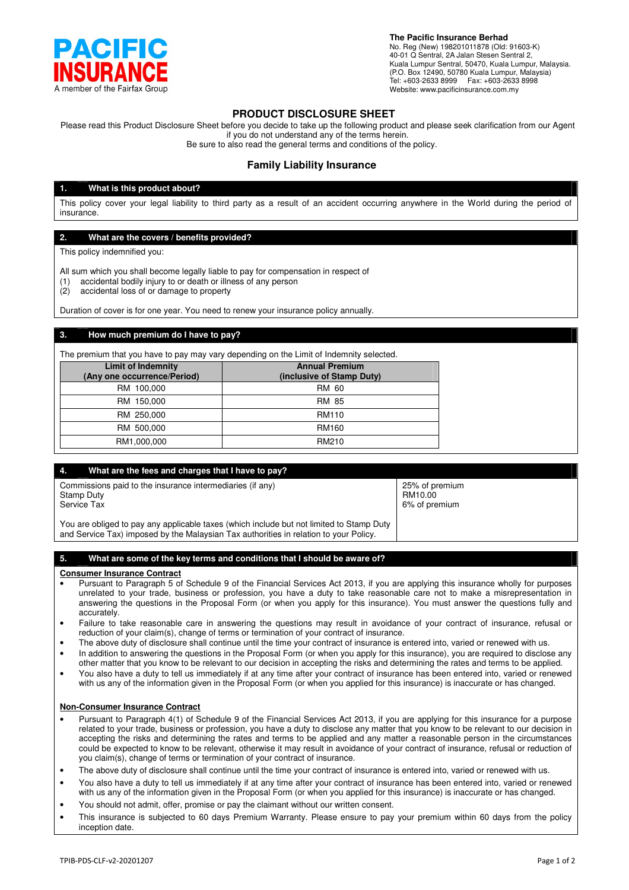**PACIFIC INSURANCE**
A member of the Fairfax Group

**The Pacific Insurance Berhad**
No. Reg (New) 198201011878 (Old: 91603-K)
40-01 Q Sentral, 2A Jalan Stesen Sentral 2,
Kuala Lumpur Sentral, 50470, Kuala Lumpur, Malaysia.
(P.O. Box 12490, 50780 Kuala Lumpur, Malaysia)
Tel: +603-2633 8999 Fax: +603-2633 8998
Website: www.pacificinsurance.com.my

# PRODUCT DISCLOSURE SHEET

Please read this Product Disclosure Sheet before you decide to take up the following product and please seek clarification from our Agent if you do not understand any of the terms herein.
Be sure to also read the general terms and conditions of the policy.

## Family Liability Insurance

### 1. What is this product about?

This policy cover your legal liability to third party as a result of an accident occurring anywhere in the World during the period of insurance.

### 2. What are the covers / benefits provided?

This policy indemnified you:

All sum which you shall become legally liable to pay for compensation in respect of
(1) accidental bodily injury to or death or illness of any person
(2) accidental loss of or damage to property

Duration of cover is for one year. You need to renew your insurance policy annually.

### 3. How much premium do I have to pay?

The premium that you have to pay may vary depending on the Limit of Indemnity selected.

| Limit of Indemnity (Any one occurrence/Period) | Annual Premium (inclusive of Stamp Duty) |
|---|---|
| RM 100,000 | RM 60 |
| RM 150,000 | RM 85 |
| RM 250,000 | RM110 |
| RM 500,000 | RM160 |
| RM1,000,000 | RM210 |

### 4. What are the fees and charges that I have to pay?

| | |
|---|---|
| Commissions paid to the insurance intermediaries (if any) | 25% of premium |
| Stamp Duty | RM10.00 |
| Service Tax | 6% of premium |

You are obliged to pay any applicable taxes (which include but not limited to Stamp Duty and Service Tax) imposed by the Malaysian Tax authorities in relation to your Policy.

### 5. What are some of the key terms and conditions that I should be aware of?

**Consumer Insurance Contract**

- Pursuant to Paragraph 5 of Schedule 9 of the Financial Services Act 2013, if you are applying this insurance wholly for purposes unrelated to your trade, business or profession, you have a duty to take reasonable care not to make a misrepresentation in answering the questions in the Proposal Form (or when you apply for this insurance). You must answer the questions fully and accurately.
- Failure to take reasonable care in answering the questions may result in avoidance of your contract of insurance, refusal or reduction of your claim(s), change of terms or termination of your contract of insurance.
- The above duty of disclosure shall continue until the time your contract of insurance is entered into, varied or renewed with us.
- In addition to answering the questions in the Proposal Form (or when you apply for this insurance), you are required to disclose any other matter that you know to be relevant to our decision in accepting the risks and determining the rates and terms to be applied.
- You also have a duty to tell us immediately if at any time after your contract of insurance has been entered into, varied or renewed with us any of the information given in the Proposal Form (or when you applied for this insurance) is inaccurate or has changed.

**Non-Consumer Insurance Contract**

- Pursuant to Paragraph 4(1) of Schedule 9 of the Financial Services Act 2013, if you are applying for this insurance for a purpose related to your trade, business or profession, you have a duty to disclose any matter that you know to be relevant to our decision in accepting the risks and determining the rates and terms to be applied and any matter a reasonable person in the circumstances could be expected to know to be relevant, otherwise it may result in avoidance of your contract of insurance, refusal or reduction of you claim(s), change of terms or termination of your contract of insurance.
- The above duty of disclosure shall continue until the time your contract of insurance is entered into, varied or renewed with us.
- You also have a duty to tell us immediately if at any time after your contract of insurance has been entered into, varied or renewed with us any of the information given in the Proposal Form (or when you applied for this insurance) is inaccurate or has changed.
- You should not admit, offer, promise or pay the claimant without our written consent.
- This insurance is subjected to 60 days Premium Warranty. Please ensure to pay your premium within 60 days from the policy inception date.

TPIB-PDS-CLF-v2-20201207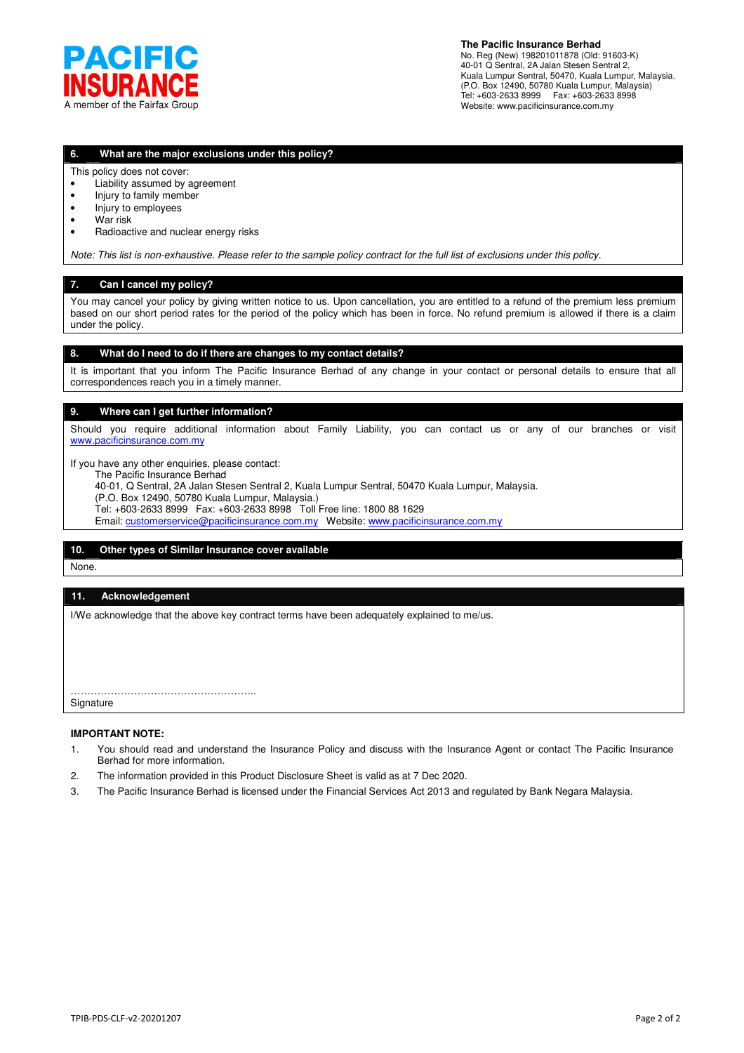**PACIFIC INSURANCE**
A member of the Fairfax Group

**The Pacific Insurance Berhad**
No. Reg (New) 198201011878 (Old: 91603-K)
40-01 Q Sentral, 2A Jalan Stesen Sentral 2,
Kuala Lumpur Sentral, 50470, Kuala Lumpur, Malaysia.
(P.O. Box 12490, 50780 Kuala Lumpur, Malaysia)
Tel: +603-2633 8999 Fax: +603-2633 8998
Website: www.pacificinsurance.com.my

## 6. What are the major exclusions under this policy?

This policy does not cover:

- Liability assumed by agreement
- Injury to family member
- Injury to employees
- War risk
- Radioactive and nuclear energy risks

*Note: This list is non-exhaustive. Please refer to the sample policy contract for the full list of exclusions under this policy.*

## 7. Can I cancel my policy?

You may cancel your policy by giving written notice to us. Upon cancellation, you are entitled to a refund of the premium less premium based on our short period rates for the period of the policy which has been in force. No refund premium is allowed if there is a claim under the policy.

## 8. What do I need to do if there are changes to my contact details?

It is important that you inform The Pacific Insurance Berhad of any change in your contact or personal details to ensure that all correspondences reach you in a timely manner.

## 9. Where can I get further information?

Should you require additional information about Family Liability, you can contact us or any of our branches or visit www.pacificinsurance.com.my

If you have any other enquiries, please contact:

The Pacific Insurance Berhad
40-01, Q Sentral, 2A Jalan Stesen Sentral 2, Kuala Lumpur Sentral, 50470 Kuala Lumpur, Malaysia.
(P.O. Box 12490, 50780 Kuala Lumpur, Malaysia.)
Tel: +603-2633 8999 Fax: +603-2633 8998 Toll Free line: 1800 88 1629
Email: customerservice@pacificinsurance.com.my Website: www.pacificinsurance.com.my

## 10. Other types of Similar Insurance cover available

None.

## 11. Acknowledgement

I/We acknowledge that the above key contract terms have been adequately explained to me/us.

………………………………………………..
Signature

**IMPORTANT NOTE:**

1. You should read and understand the Insurance Policy and discuss with the Insurance Agent or contact The Pacific Insurance Berhad for more information.
2. The information provided in this Product Disclosure Sheet is valid as at 7 Dec 2020.
3. The Pacific Insurance Berhad is licensed under the Financial Services Act 2013 and regulated by Bank Negara Malaysia.

TPIB-PDS-CLF-v2-20201207